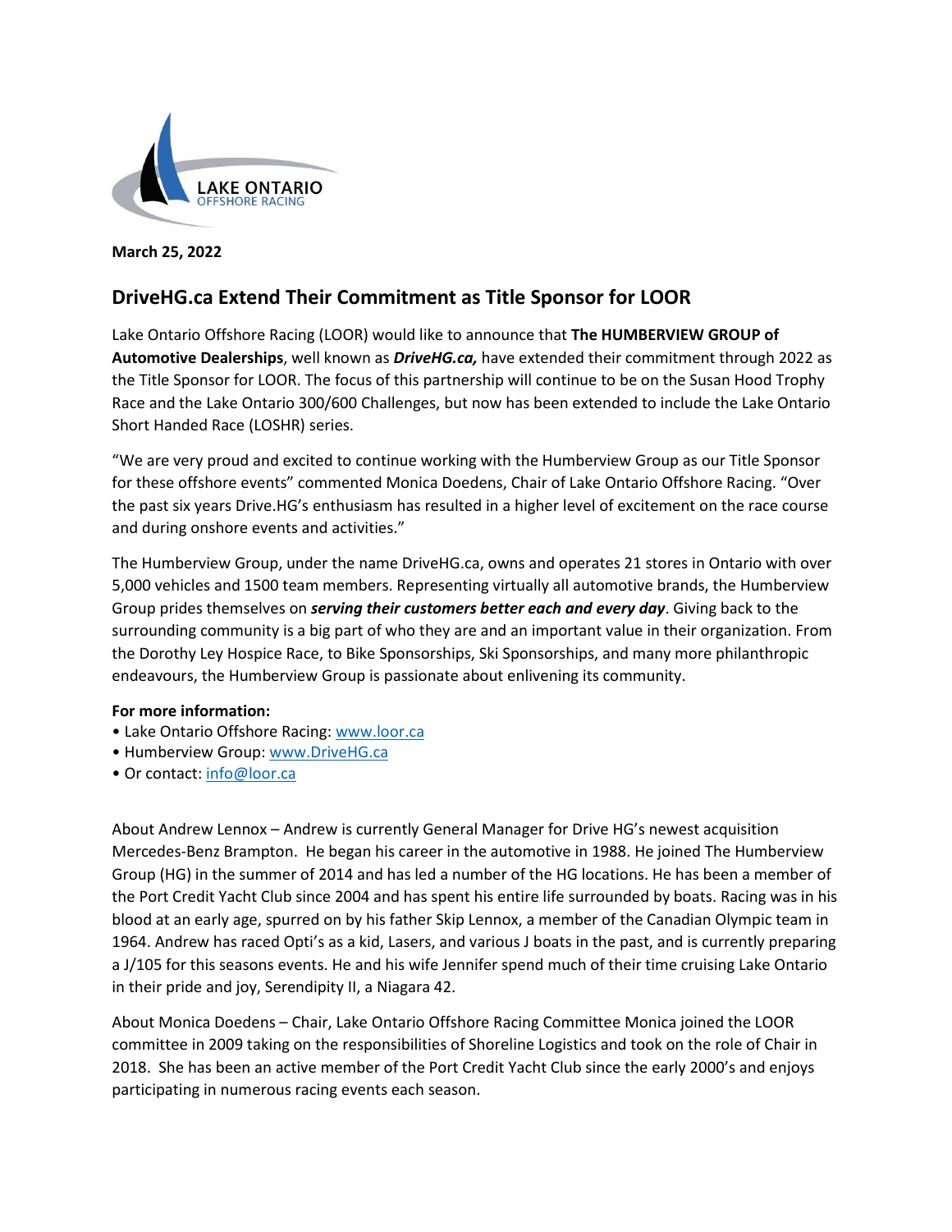LAKE ONTARIO
OFFSHORE RACING

**March 25, 2022**

## DriveHG.ca Extend Their Commitment as Title Sponsor for LOOR

Lake Ontario Offshore Racing (LOOR) would like to announce that **The HUMBERVIEW GROUP of Automotive Dealerships**, well known as ***DriveHG.ca,*** have extended their commitment through 2022 as the Title Sponsor for LOOR. The focus of this partnership will continue to be on the Susan Hood Trophy Race and the Lake Ontario 300/600 Challenges, but now has been extended to include the Lake Ontario Short Handed Race (LOSHR) series.

"We are very proud and excited to continue working with the Humberview Group as our Title Sponsor for these offshore events" commented Monica Doedens, Chair of Lake Ontario Offshore Racing. "Over the past six years Drive.HG's enthusiasm has resulted in a higher level of excitement on the race course and during onshore events and activities."

The Humberview Group, under the name DriveHG.ca, owns and operates 21 stores in Ontario with over 5,000 vehicles and 1500 team members. Representing virtually all automotive brands, the Humberview Group prides themselves on ***serving their customers better each and every day***. Giving back to the surrounding community is a big part of who they are and an important value in their organization. From the Dorothy Ley Hospice Race, to Bike Sponsorships, Ski Sponsorships, and many more philanthropic endeavours, the Humberview Group is passionate about enlivening its community.

**For more information:**

- Lake Ontario Offshore Racing: [www.loor.ca](http://www.loor.ca)
- Humberview Group: [www.DriveHG.ca](http://www.DriveHG.ca)
- Or contact: [info@loor.ca](mailto:info@loor.ca)

About Andrew Lennox – Andrew is currently General Manager for Drive HG's newest acquisition Mercedes-Benz Brampton. He began his career in the automotive in 1988. He joined The Humberview Group (HG) in the summer of 2014 and has led a number of the HG locations. He has been a member of the Port Credit Yacht Club since 2004 and has spent his entire life surrounded by boats. Racing was in his blood at an early age, spurred on by his father Skip Lennox, a member of the Canadian Olympic team in 1964. Andrew has raced Opti's as a kid, Lasers, and various J boats in the past, and is currently preparing a J/105 for this seasons events. He and his wife Jennifer spend much of their time cruising Lake Ontario in their pride and joy, Serendipity II, a Niagara 42.

About Monica Doedens – Chair, Lake Ontario Offshore Racing Committee Monica joined the LOOR committee in 2009 taking on the responsibilities of Shoreline Logistics and took on the role of Chair in 2018. She has been an active member of the Port Credit Yacht Club since the early 2000's and enjoys participating in numerous racing events each season.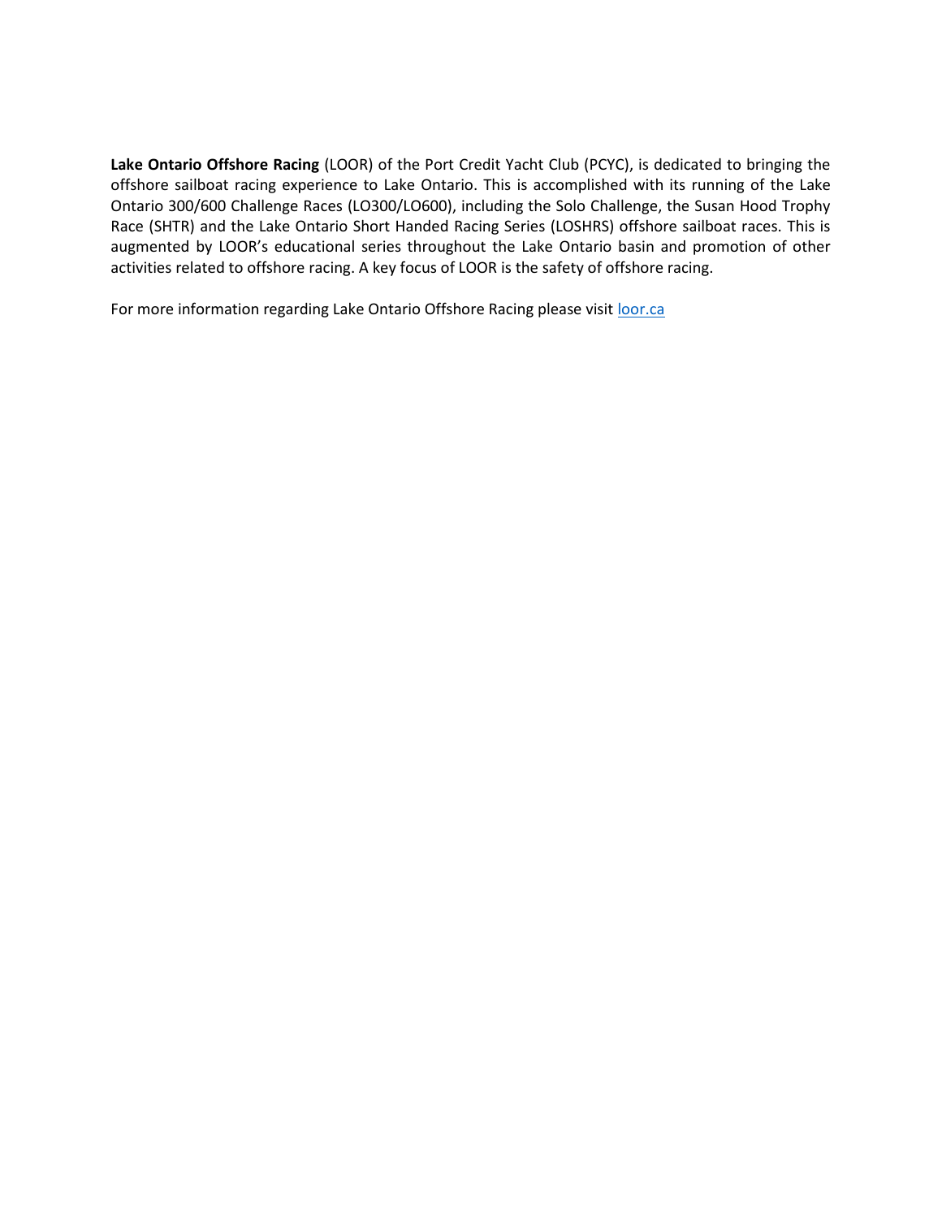**Lake Ontario Offshore Racing** (LOOR) of the Port Credit Yacht Club (PCYC), is dedicated to bringing the offshore sailboat racing experience to Lake Ontario. This is accomplished with its running of the Lake Ontario 300/600 Challenge Races (LO300/LO600), including the Solo Challenge, the Susan Hood Trophy Race (SHTR) and the Lake Ontario Short Handed Racing Series (LOSHRS) offshore sailboat races. This is augmented by LOOR's educational series throughout the Lake Ontario basin and promotion of other activities related to offshore racing. A key focus of LOOR is the safety of offshore racing.

For more information regarding Lake Ontario Offshore Racing please visit [loor.ca](http://loor.ca)